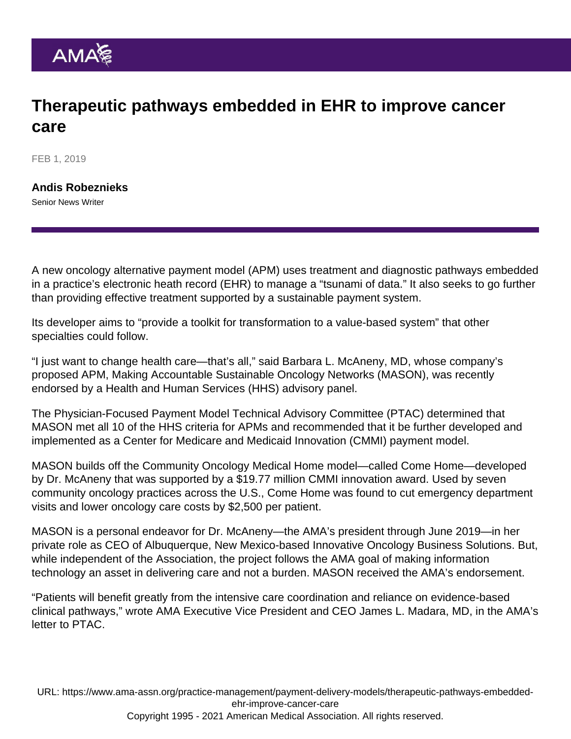# Therapeutic pathways embedded in EHR to improve cancer care

FEB 1, 2019

**Andis Robeznieks**
Senior News Writer

A new oncology alternative payment model (APM) uses treatment and diagnostic pathways embedded in a practice's electronic heath record (EHR) to manage a "tsunami of data." It also seeks to go further than providing effective treatment supported by a sustainable payment system.

Its developer aims to "provide a toolkit for transformation to a value-based system" that other specialties could follow.

"I just want to change health care—that's all," said Barbara L. McAneny, MD, whose company's proposed APM, Making Accountable Sustainable Oncology Networks (MASON), was recently endorsed by a Health and Human Services (HHS) advisory panel.

The Physician-Focused Payment Model Technical Advisory Committee (PTAC) determined that MASON met all 10 of the HHS criteria for APMs and recommended that it be further developed and implemented as a Center for Medicare and Medicaid Innovation (CMMI) payment model.

MASON builds off the Community Oncology Medical Home model—called Come Home—developed by Dr. McAneny that was supported by a $19.77 million CMMI innovation award. Used by seven community oncology practices across the U.S., Come Home was found to cut emergency department visits and lower oncology care costs by $2,500 per patient.

MASON is a personal endeavor for Dr. McAneny—the AMA's president through June 2019—in her private role as CEO of Albuquerque, New Mexico-based Innovative Oncology Business Solutions. But, while independent of the Association, the project follows the AMA goal of making information technology an asset in delivering care and not a burden. MASON received the AMA's endorsement.

"Patients will benefit greatly from the intensive care coordination and reliance on evidence-based clinical pathways," wrote AMA Executive Vice President and CEO James L. Madara, MD, in the AMA's letter to PTAC.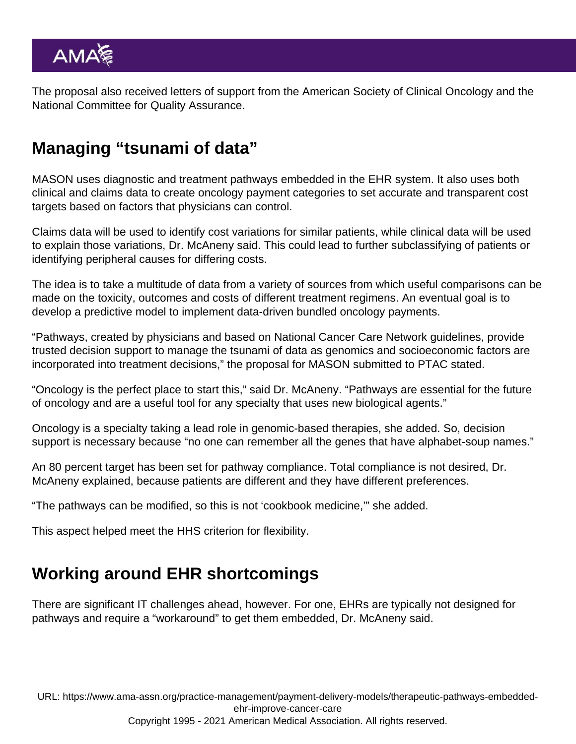The proposal also received letters of support from the American Society of Clinical Oncology and the National Committee for Quality Assurance.

## Managing “tsunami of data”

MASON uses diagnostic and treatment pathways embedded in the EHR system. It also uses both clinical and claims data to create oncology payment categories to set accurate and transparent cost targets based on factors that physicians can control.

Claims data will be used to identify cost variations for similar patients, while clinical data will be used to explain those variations, Dr. McAneny said. This could lead to further subclassifying of patients or identifying peripheral causes for differing costs.

The idea is to take a multitude of data from a variety of sources from which useful comparisons can be made on the toxicity, outcomes and costs of different treatment regimens. An eventual goal is to develop a predictive model to implement data-driven bundled oncology payments.

“Pathways, created by physicians and based on National Cancer Care Network guidelines, provide trusted decision support to manage the tsunami of data as genomics and socioeconomic factors are incorporated into treatment decisions,” the proposal for MASON submitted to PTAC stated.

“Oncology is the perfect place to start this,” said Dr. McAneny. “Pathways are essential for the future of oncology and are a useful tool for any specialty that uses new biological agents.”

Oncology is a specialty taking a lead role in genomic-based therapies, she added. So, decision support is necessary because “no one can remember all the genes that have alphabet-soup names.”

An 80 percent target has been set for pathway compliance. Total compliance is not desired, Dr. McAneny explained, because patients are different and they have different preferences.

“The pathways can be modified, so this is not ‘cookbook medicine,’” she added.

This aspect helped meet the HHS criterion for flexibility.

## Working around EHR shortcomings

There are significant IT challenges ahead, however. For one, EHRs are typically not designed for pathways and require a “workaround” to get them embedded, Dr. McAneny said.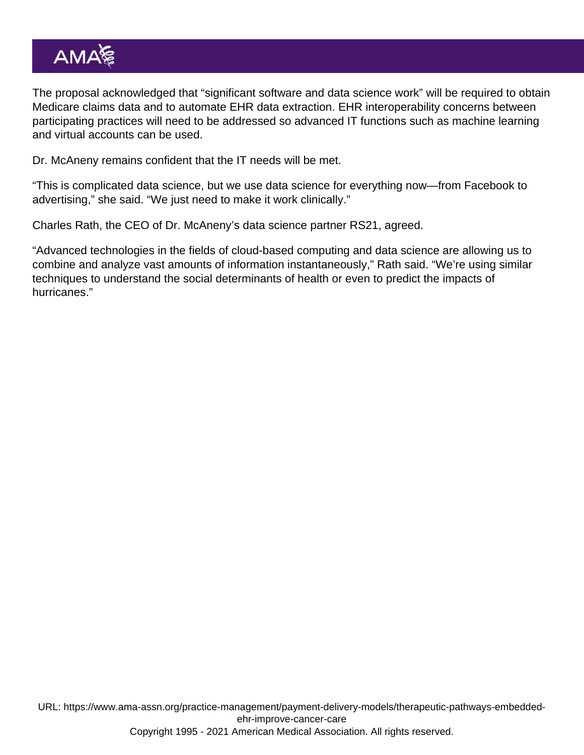The proposal acknowledged that “significant software and data science work” will be required to obtain Medicare claims data and to automate EHR data extraction. EHR interoperability concerns between participating practices will need to be addressed so advanced IT functions such as machine learning and virtual accounts can be used.

Dr. McAneny remains confident that the IT needs will be met.

“This is complicated data science, but we use data science for everything now—from Facebook to advertising,” she said. “We just need to make it work clinically.”

Charles Rath, the CEO of Dr. McAneny’s data science partner RS21, agreed.

“Advanced technologies in the fields of cloud-based computing and data science are allowing us to combine and analyze vast amounts of information instantaneously,” Rath said. “We’re using similar techniques to understand the social determinants of health or even to predict the impacts of hurricanes.”